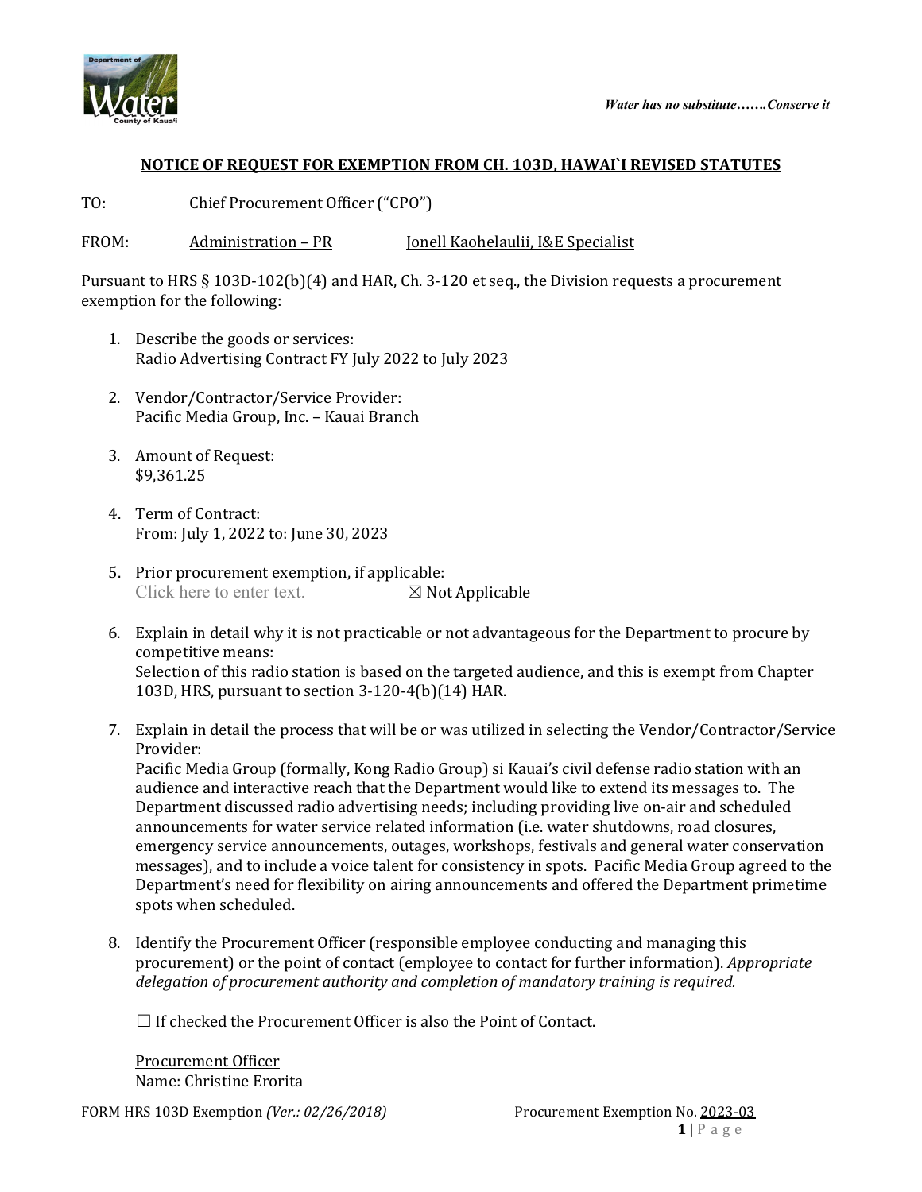*Water has no substitute…….Conserve it*

**NOTICE OF REQUEST FOR EXEMPTION FROM CH. 103D, HAWAI`I REVISED STATUTES**

TO: Chief Procurement Officer ("CPO")

FROM: Administration – PR Jonell Kaohelaulii, I&E Specialist

Pursuant to HRS § 103D-102(b)(4) and HAR, Ch. 3-120 et seq., the Division requests a procurement exemption for the following:

1. Describe the goods or services:
   Radio Advertising Contract FY July 2022 to July 2023

2. Vendor/Contractor/Service Provider:
   Pacific Media Group, Inc. – Kauai Branch

3. Amount of Request:
   $9,361.25

4. Term of Contract:
   From: July 1, 2022 to: June 30, 2023

5. Prior procurement exemption, if applicable:
   Click here to enter text. ☒ Not Applicable

6. Explain in detail why it is not practicable or not advantageous for the Department to procure by competitive means:
   Selection of this radio station is based on the targeted audience, and this is exempt from Chapter 103D, HRS, pursuant to section 3-120-4(b)(14) HAR.

7. Explain in detail the process that will be or was utilized in selecting the Vendor/Contractor/Service Provider:
   Pacific Media Group (formally, Kong Radio Group) si Kauai's civil defense radio station with an audience and interactive reach that the Department would like to extend its messages to. The Department discussed radio advertising needs; including providing live on-air and scheduled announcements for water service related information (i.e. water shutdowns, road closures, emergency service announcements, outages, workshops, festivals and general water conservation messages), and to include a voice talent for consistency in spots. Pacific Media Group agreed to the Department's need for flexibility on airing announcements and offered the Department primetime spots when scheduled.

8. Identify the Procurement Officer (responsible employee conducting and managing this procurement) or the point of contact (employee to contact for further information). *Appropriate delegation of procurement authority and completion of mandatory training is required.*

   ☐ If checked the Procurement Officer is also the Point of Contact.

   Procurement Officer
   Name: Christine Erorita

FORM HRS 103D Exemption *(Ver.: 02/26/2018)* Procurement Exemption No. 2023-03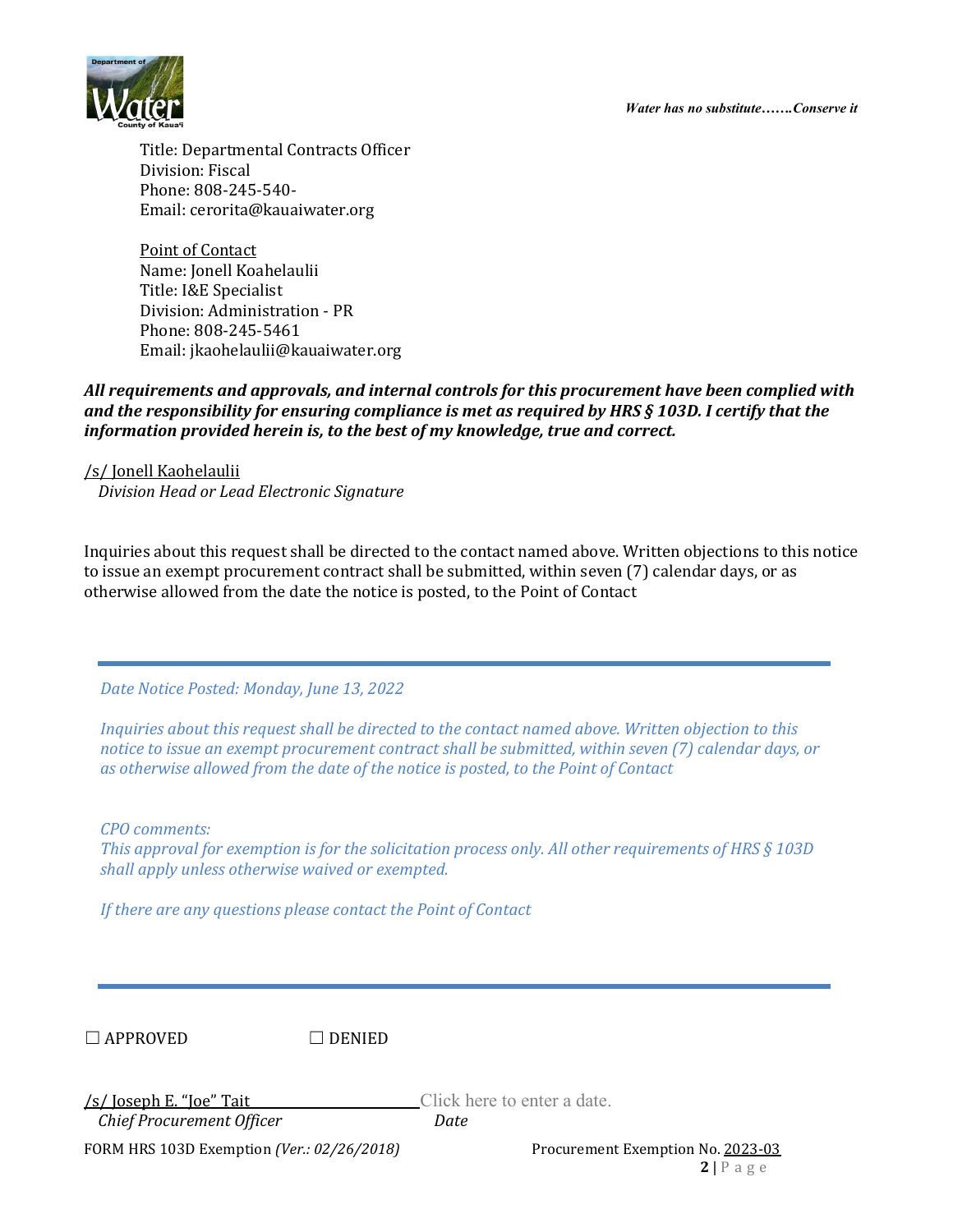Title: Departmental Contracts Officer
Division: Fiscal
Phone: 808-245-540-
Email: cerorita@kauaiwater.org

Point of Contact
Name: Jonell Koahelaulii
Title: I&E Specialist
Division: Administration - PR
Phone: 808-245-5461
Email: jkaohelaulii@kauaiwater.org

***All requirements and approvals, and internal controls for this procurement have been complied with and the responsibility for ensuring compliance is met as required by HRS § 103D. I certify that the information provided herein is, to the best of my knowledge, true and correct.***

/s/ Jonell Kaohelaulii
*Division Head or Lead Electronic Signature*

Inquiries about this request shall be directed to the contact named above. Written objections to this notice to issue an exempt procurement contract shall be submitted, within seven (7) calendar days, or as otherwise allowed from the date the notice is posted, to the Point of Contact

---

*Date Notice Posted: Monday, June 13, 2022*

*Inquiries about this request shall be directed to the contact named above. Written objection to this notice to issue an exempt procurement contract shall be submitted, within seven (7) calendar days, or as otherwise allowed from the date of the notice is posted, to the Point of Contact*

*CPO comments:*
*This approval for exemption is for the solicitation process only. All other requirements of HRS § 103D shall apply unless otherwise waived or exempted.*

*If there are any questions please contact the Point of Contact*

---

☐ APPROVED ☐ DENIED

/s/ Joseph E. "Joe" Tait Click here to enter a date.
*Chief Procurement Officer* *Date*

FORM HRS 103D Exemption *(Ver.: 02/26/2018)* Procurement Exemption No. 2023-03